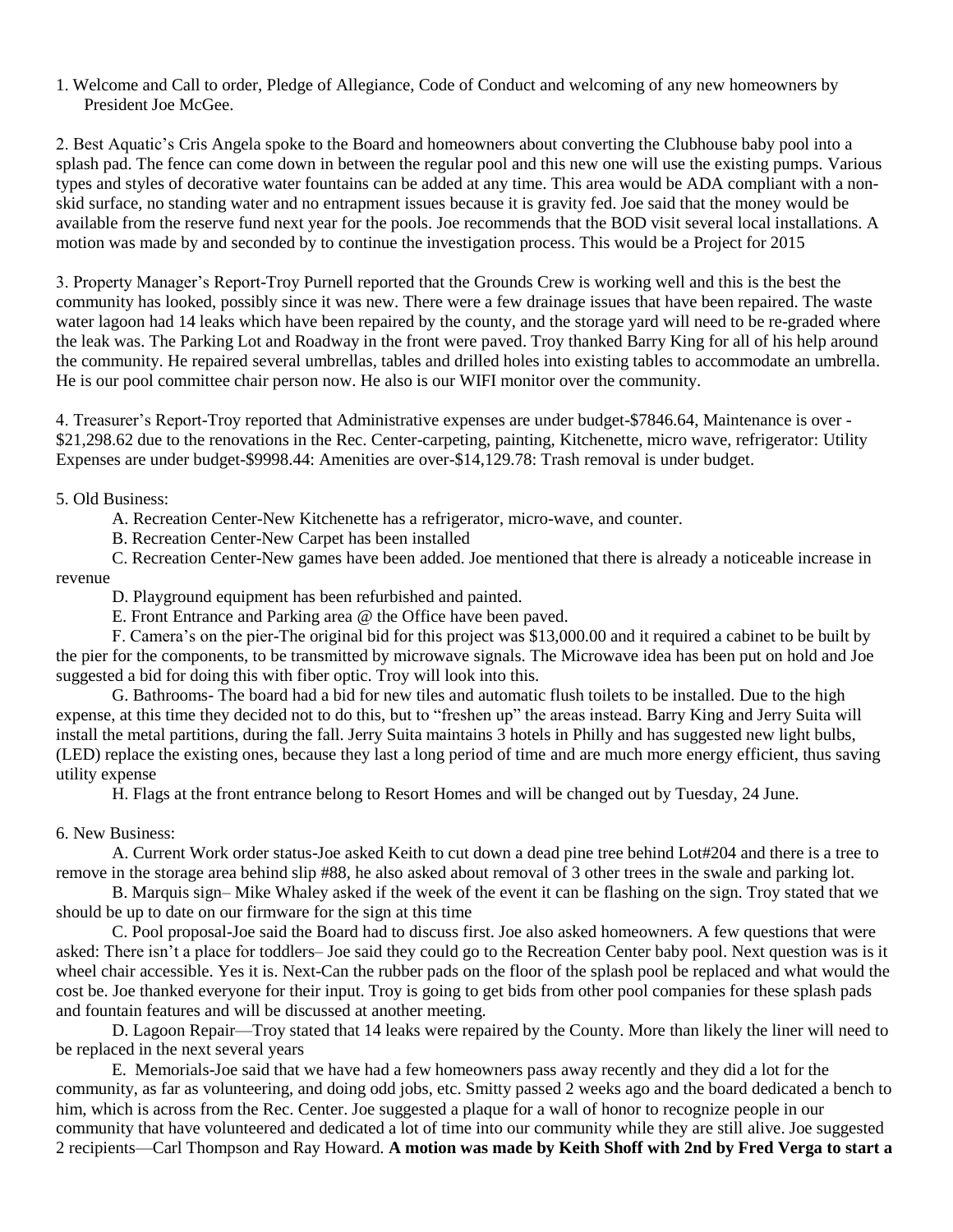1. Welcome and Call to order, Pledge of Allegiance, Code of Conduct and welcoming of any new homeowners by President Joe McGee.

2. Best Aquatic's Cris Angela spoke to the Board and homeowners about converting the Clubhouse baby pool into a splash pad. The fence can come down in between the regular pool and this new one will use the existing pumps. Various types and styles of decorative water fountains can be added at any time. This area would be ADA compliant with a non-skid surface, no standing water and no entrapment issues because it is gravity fed. Joe said that the money would be available from the reserve fund next year for the pools. Joe recommends that the BOD visit several local installations. A motion was made by and seconded by to continue the investigation process. This would be a Project for 2015

3. Property Manager's Report-Troy Purnell reported that the Grounds Crew is working well and this is the best the community has looked, possibly since it was new. There were a few drainage issues that have been repaired. The waste water lagoon had 14 leaks which have been repaired by the county, and the storage yard will need to be re-graded where the leak was. The Parking Lot and Roadway in the front were paved. Troy thanked Barry King for all of his help around the community. He repaired several umbrellas, tables and drilled holes into existing tables to accommodate an umbrella. He is our pool committee chair person now. He also is our WIFI monitor over the community.

4. Treasurer's Report-Troy reported that Administrative expenses are under budget-$7846.64, Maintenance is over -$21,298.62 due to the renovations in the Rec. Center-carpeting, painting, Kitchenette, micro wave, refrigerator: Utility Expenses are under budget-$9998.44: Amenities are over-$14,129.78: Trash removal is under budget.

5. Old Business:

A. Recreation Center-New Kitchenette has a refrigerator, micro-wave, and counter.

B. Recreation Center-New Carpet has been installed

C. Recreation Center-New games have been added. Joe mentioned that there is already a noticeable increase in revenue

D. Playground equipment has been refurbished and painted.

E. Front Entrance and Parking area @ the Office have been paved.

F. Camera's on the pier-The original bid for this project was $13,000.00 and it required a cabinet to be built by the pier for the components, to be transmitted by microwave signals. The Microwave idea has been put on hold and Joe suggested a bid for doing this with fiber optic. Troy will look into this.

G. Bathrooms- The board had a bid for new tiles and automatic flush toilets to be installed. Due to the high expense, at this time they decided not to do this, but to "freshen up" the areas instead. Barry King and Jerry Suita will install the metal partitions, during the fall. Jerry Suita maintains 3 hotels in Philly and has suggested new light bulbs, (LED) replace the existing ones, because they last a long period of time and are much more energy efficient, thus saving utility expense

H. Flags at the front entrance belong to Resort Homes and will be changed out by Tuesday, 24 June.

6. New Business:

A. Current Work order status-Joe asked Keith to cut down a dead pine tree behind Lot#204 and there is a tree to remove in the storage area behind slip #88, he also asked about removal of 3 other trees in the swale and parking lot.

B. Marquis sign– Mike Whaley asked if the week of the event it can be flashing on the sign. Troy stated that we should be up to date on our firmware for the sign at this time

C. Pool proposal-Joe said the Board had to discuss first. Joe also asked homeowners. A few questions that were asked: There isn't a place for toddlers– Joe said they could go to the Recreation Center baby pool. Next question was is it wheel chair accessible. Yes it is. Next-Can the rubber pads on the floor of the splash pool be replaced and what would the cost be. Joe thanked everyone for their input. Troy is going to get bids from other pool companies for these splash pads and fountain features and will be discussed at another meeting.

D. Lagoon Repair—Troy stated that 14 leaks were repaired by the County. More than likely the liner will need to be replaced in the next several years

E. Memorials-Joe said that we have had a few homeowners pass away recently and they did a lot for the community, as far as volunteering, and doing odd jobs, etc. Smitty passed 2 weeks ago and the board dedicated a bench to him, which is across from the Rec. Center. Joe suggested a plaque for a wall of honor to recognize people in our community that have volunteered and dedicated a lot of time into our community while they are still alive. Joe suggested 2 recipients—Carl Thompson and Ray Howard. **A motion was made by Keith Shoff with 2nd by Fred Verga to start a**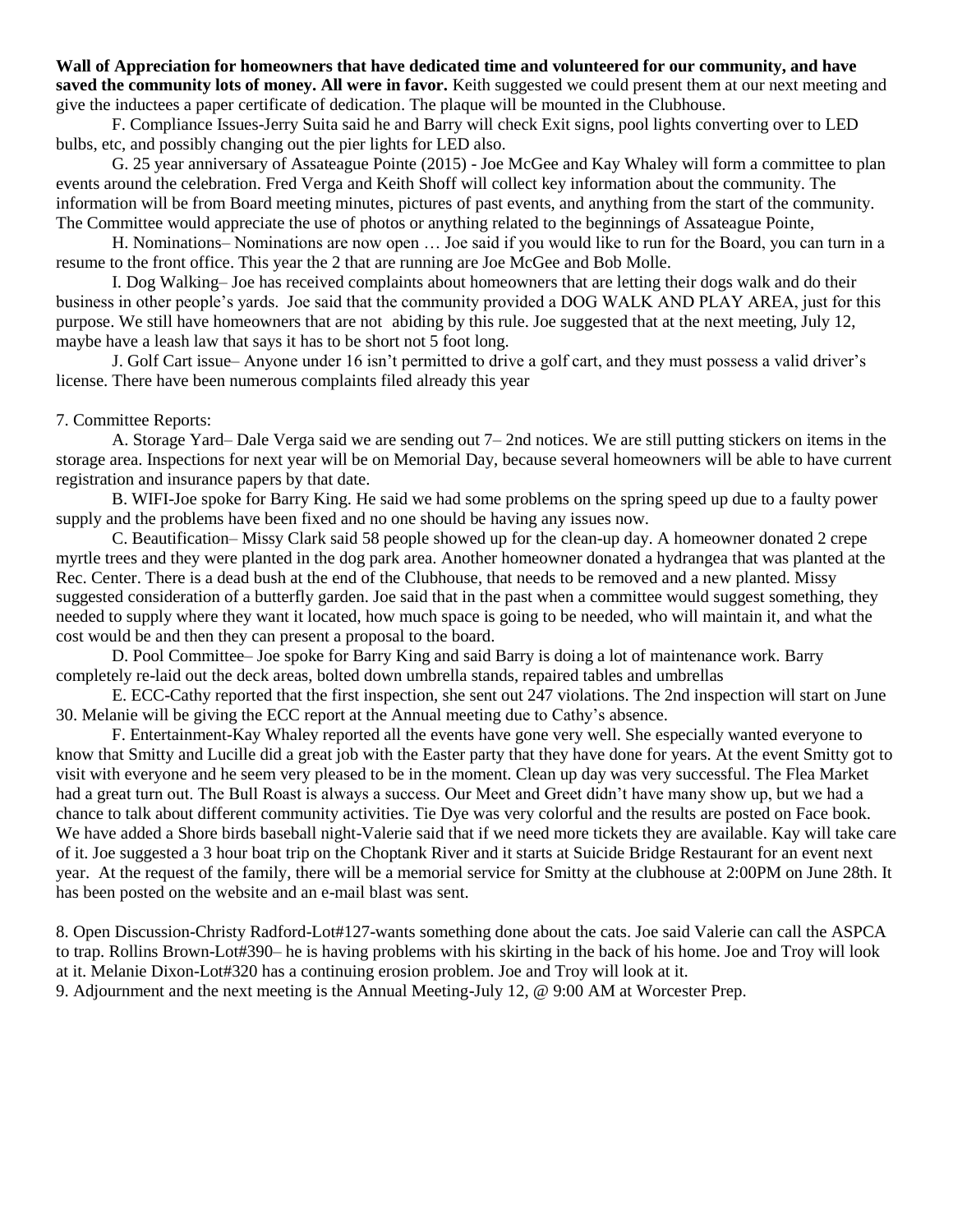**Wall of Appreciation for homeowners that have dedicated time and volunteered for our community, and have saved the community lots of money. All were in favor.** Keith suggested we could present them at our next meeting and give the inductees a paper certificate of dedication. The plaque will be mounted in the Clubhouse.

F. Compliance Issues-Jerry Suita said he and Barry will check Exit signs, pool lights converting over to LED bulbs, etc, and possibly changing out the pier lights for LED also.

G. 25 year anniversary of Assateague Pointe (2015) - Joe McGee and Kay Whaley will form a committee to plan events around the celebration. Fred Verga and Keith Shoff will collect key information about the community. The information will be from Board meeting minutes, pictures of past events, and anything from the start of the community. The Committee would appreciate the use of photos or anything related to the beginnings of Assateague Pointe,

H. Nominations– Nominations are now open … Joe said if you would like to run for the Board, you can turn in a resume to the front office. This year the 2 that are running are Joe McGee and Bob Molle.

I. Dog Walking– Joe has received complaints about homeowners that are letting their dogs walk and do their business in other people's yards. Joe said that the community provided a DOG WALK AND PLAY AREA, just for this purpose. We still have homeowners that are not abiding by this rule. Joe suggested that at the next meeting, July 12, maybe have a leash law that says it has to be short not 5 foot long.

J. Golf Cart issue– Anyone under 16 isn't permitted to drive a golf cart, and they must possess a valid driver's license. There have been numerous complaints filed already this year

7. Committee Reports:

A. Storage Yard– Dale Verga said we are sending out 7– 2nd notices. We are still putting stickers on items in the storage area. Inspections for next year will be on Memorial Day, because several homeowners will be able to have current registration and insurance papers by that date.

B. WIFI-Joe spoke for Barry King. He said we had some problems on the spring speed up due to a faulty power supply and the problems have been fixed and no one should be having any issues now.

C. Beautification– Missy Clark said 58 people showed up for the clean-up day. A homeowner donated 2 crepe myrtle trees and they were planted in the dog park area. Another homeowner donated a hydrangea that was planted at the Rec. Center. There is a dead bush at the end of the Clubhouse, that needs to be removed and a new planted. Missy suggested consideration of a butterfly garden. Joe said that in the past when a committee would suggest something, they needed to supply where they want it located, how much space is going to be needed, who will maintain it, and what the cost would be and then they can present a proposal to the board.

D. Pool Committee– Joe spoke for Barry King and said Barry is doing a lot of maintenance work. Barry completely re-laid out the deck areas, bolted down umbrella stands, repaired tables and umbrellas

E. ECC-Cathy reported that the first inspection, she sent out 247 violations. The 2nd inspection will start on June 30. Melanie will be giving the ECC report at the Annual meeting due to Cathy's absence.

F. Entertainment-Kay Whaley reported all the events have gone very well. She especially wanted everyone to know that Smitty and Lucille did a great job with the Easter party that they have done for years. At the event Smitty got to visit with everyone and he seem very pleased to be in the moment. Clean up day was very successful. The Flea Market had a great turn out. The Bull Roast is always a success. Our Meet and Greet didn't have many show up, but we had a chance to talk about different community activities. Tie Dye was very colorful and the results are posted on Face book. We have added a Shore birds baseball night-Valerie said that if we need more tickets they are available. Kay will take care of it. Joe suggested a 3 hour boat trip on the Choptank River and it starts at Suicide Bridge Restaurant for an event next year. At the request of the family, there will be a memorial service for Smitty at the clubhouse at 2:00PM on June 28th. It has been posted on the website and an e-mail blast was sent.

8. Open Discussion-Christy Radford-Lot#127-wants something done about the cats. Joe said Valerie can call the ASPCA to trap. Rollins Brown-Lot#390– he is having problems with his skirting in the back of his home. Joe and Troy will look at it. Melanie Dixon-Lot#320 has a continuing erosion problem. Joe and Troy will look at it.

9. Adjournment and the next meeting is the Annual Meeting-July 12, @ 9:00 AM at Worcester Prep.